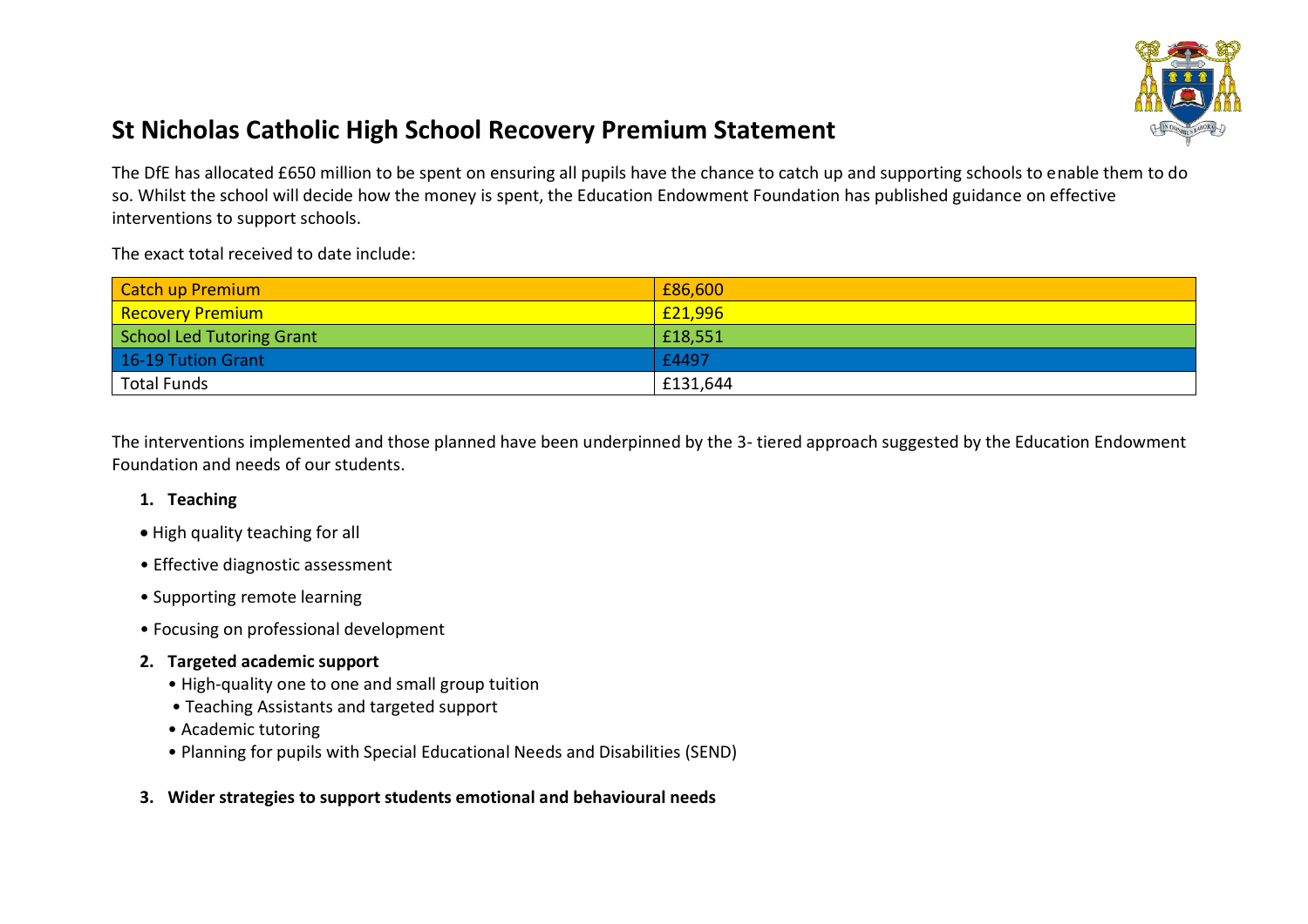# St Nicholas Catholic High School Recovery Premium Statement

The DfE has allocated £650 million to be spent on ensuring all pupils have the chance to catch up and supporting schools to enable them to do so. Whilst the school will decide how the money is spent, the Education Endowment Foundation has published guidance on effective interventions to support schools.

The exact total received to date include:

| Catch up Premium | £86,600 |
|---|---|
| Recovery Premium | £21,996 |
| School Led Tutoring Grant | £18,551 |
| 16-19 Tution Grant | £4497 |
| Total Funds | £131,644 |

The interventions implemented and those planned have been underpinned by the 3- tiered approach suggested by the Education Endowment Foundation and needs of our students.

1. **Teaching**

- High quality teaching for all
- Effective diagnostic assessment
- Supporting remote learning
- Focusing on professional development

2. **Targeted academic support**
   - High-quality one to one and small group tuition
   - Teaching Assistants and targeted support
   - Academic tutoring
   - Planning for pupils with Special Educational Needs and Disabilities (SEND)

3. **Wider strategies to support students emotional and behavioural needs**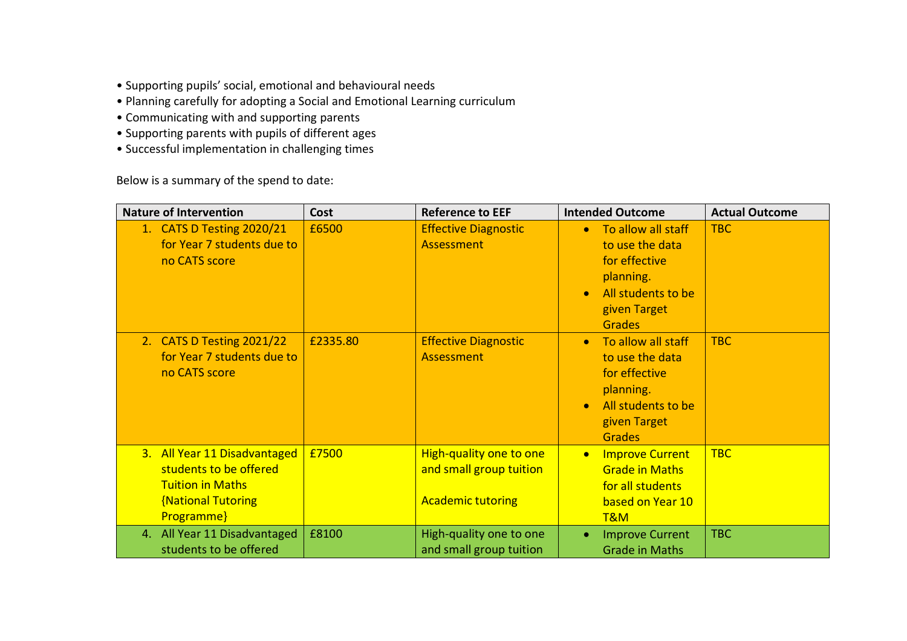- Supporting pupils' social, emotional and behavioural needs
- Planning carefully for adopting a Social and Emotional Learning curriculum
- Communicating with and supporting parents
- Supporting parents with pupils of different ages
- Successful implementation in challenging times

Below is a summary of the spend to date:

| Nature of Intervention | Cost | Reference to EEF | Intended Outcome | Actual Outcome |
|---|---|---|---|---|
| 1. CATS D Testing 2020/21 for Year 7 students due to no CATS score | £6500 | Effective Diagnostic Assessment | • To allow all staff to use the data for effective planning. • All students to be given Target Grades | TBC |
| 2. CATS D Testing 2021/22 for Year 7 students due to no CATS score | £2335.80 | Effective Diagnostic Assessment | • To allow all staff to use the data for effective planning. • All students to be given Target Grades | TBC |
| 3. All Year 11 Disadvantaged students to be offered Tuition in Maths {National Tutoring Programme} | £7500 | High-quality one to one and small group tuition<br><br>Academic tutoring | • Improve Current Grade in Maths for all students based on Year 10 T&M | TBC |
| 4. All Year 11 Disadvantaged students to be offered | £8100 | High-quality one to one and small group tuition | • Improve Current Grade in Maths | TBC |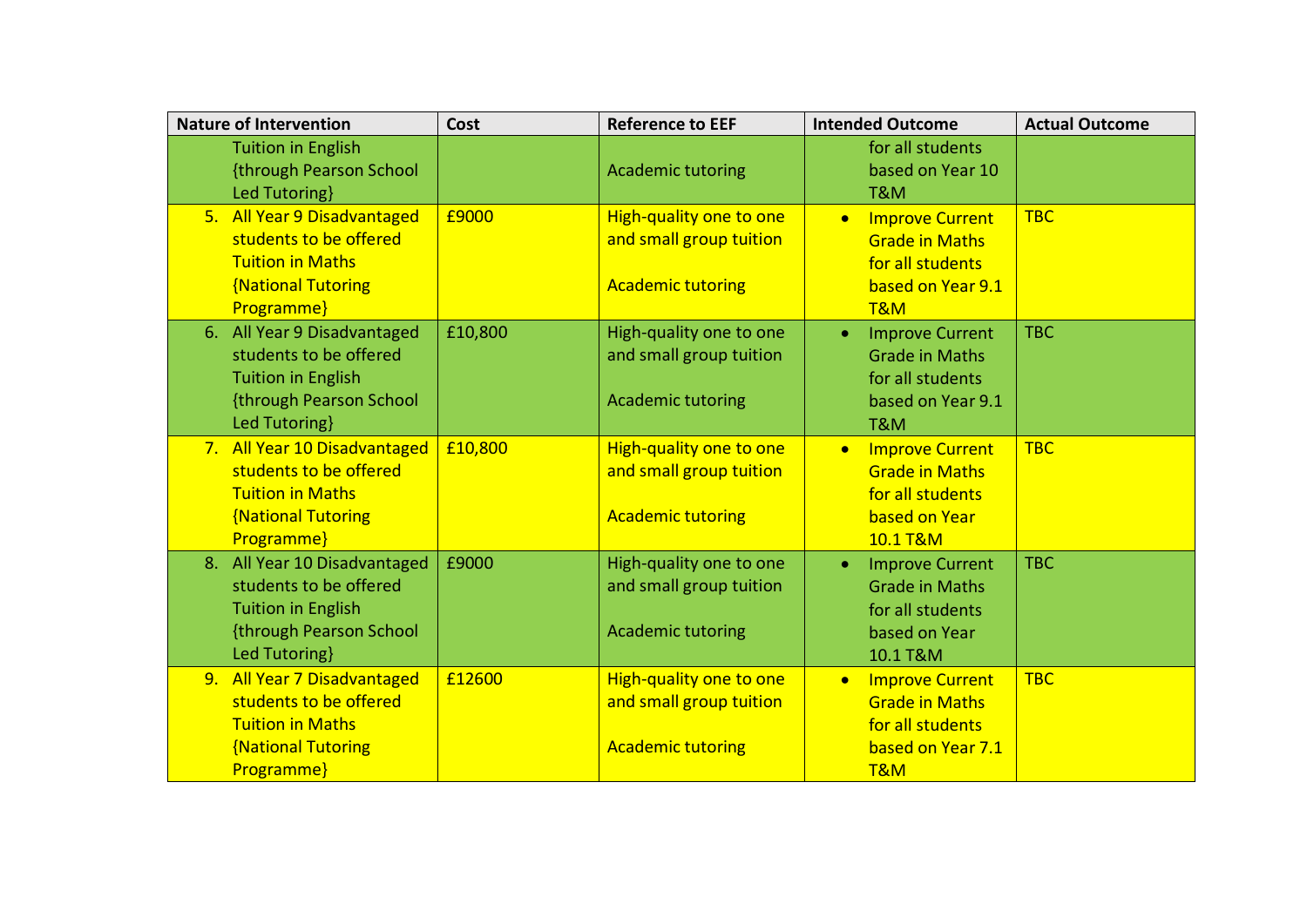| Nature of Intervention | Cost | Reference to EEF | Intended Outcome | Actual Outcome |
|---|---|---|---|---|
| Tuition in English {through Pearson School Led Tutoring} | | Academic tutoring | for all students based on Year 10 T&M | |
| 5. All Year 9 Disadvantaged students to be offered Tuition in Maths {National Tutoring Programme} | £9000 | High-quality one to one and small group tuition<br><br>Academic tutoring | • Improve Current Grade in Maths for all students based on Year 9.1 T&M | TBC |
| 6. All Year 9 Disadvantaged students to be offered Tuition in English {through Pearson School Led Tutoring} | £10,800 | High-quality one to one and small group tuition<br><br>Academic tutoring | • Improve Current Grade in Maths for all students based on Year 9.1 T&M | TBC |
| 7. All Year 10 Disadvantaged students to be offered Tuition in Maths {National Tutoring Programme} | £10,800 | High-quality one to one and small group tuition<br><br>Academic tutoring | • Improve Current Grade in Maths for all students based on Year 10.1 T&M | TBC |
| 8. All Year 10 Disadvantaged students to be offered Tuition in English {through Pearson School Led Tutoring} | £9000 | High-quality one to one and small group tuition<br><br>Academic tutoring | • Improve Current Grade in Maths for all students based on Year 10.1 T&M | TBC |
| 9. All Year 7 Disadvantaged students to be offered Tuition in Maths {National Tutoring Programme} | £12600 | High-quality one to one and small group tuition<br><br>Academic tutoring | • Improve Current Grade in Maths for all students based on Year 7.1 T&M | TBC |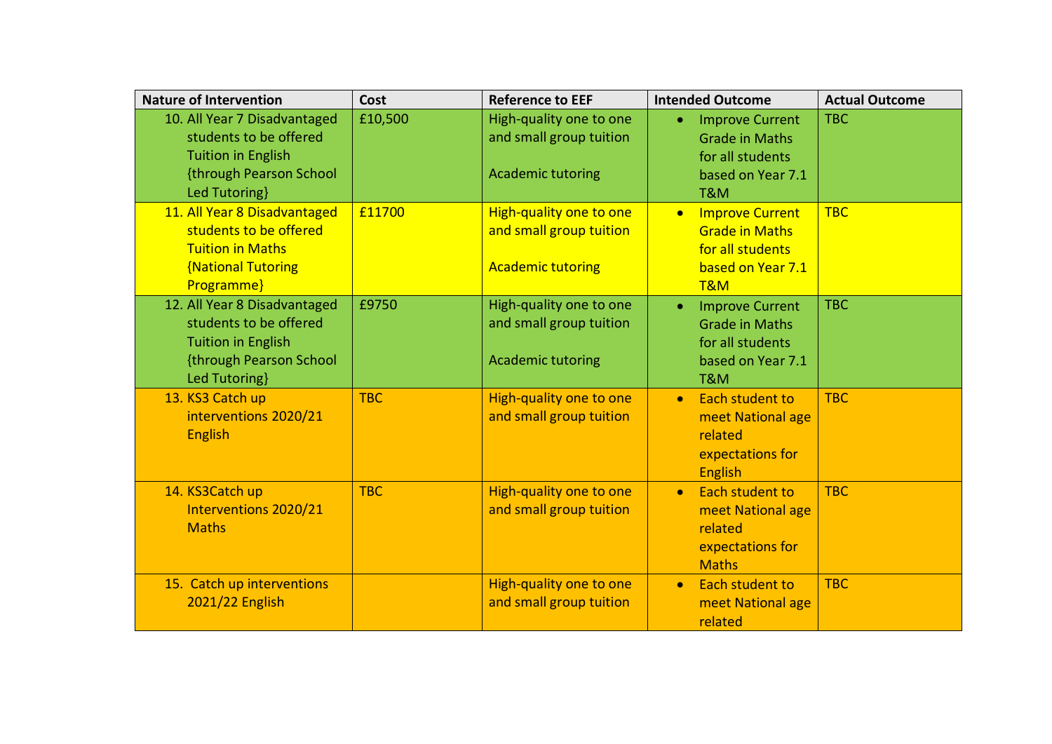| Nature of Intervention | Cost | Reference to EEF | Intended Outcome | Actual Outcome |
|---|---|---|---|---|
| 10. All Year 7 Disadvantaged students to be offered Tuition in English {through Pearson School Led Tutoring} | £10,500 | High-quality one to one and small group tuition<br><br>Academic tutoring | • Improve Current Grade in Maths for all students based on Year 7.1 T&M | TBC |
| 11. All Year 8 Disadvantaged students to be offered Tuition in Maths {National Tutoring Programme} | £11700 | High-quality one to one and small group tuition<br><br>Academic tutoring | • Improve Current Grade in Maths for all students based on Year 7.1 T&M | TBC |
| 12. All Year 8 Disadvantaged students to be offered Tuition in English {through Pearson School Led Tutoring} | £9750 | High-quality one to one and small group tuition<br><br>Academic tutoring | • Improve Current Grade in Maths for all students based on Year 7.1 T&M | TBC |
| 13. KS3 Catch up interventions 2020/21 English | TBC | High-quality one to one and small group tuition | • Each student to meet National age related expectations for English | TBC |
| 14. KS3Catch up Interventions 2020/21 Maths | TBC | High-quality one to one and small group tuition | • Each student to meet National age related expectations for Maths | TBC |
| 15. Catch up interventions 2021/22 English | | High-quality one to one and small group tuition | • Each student to meet National age related | TBC |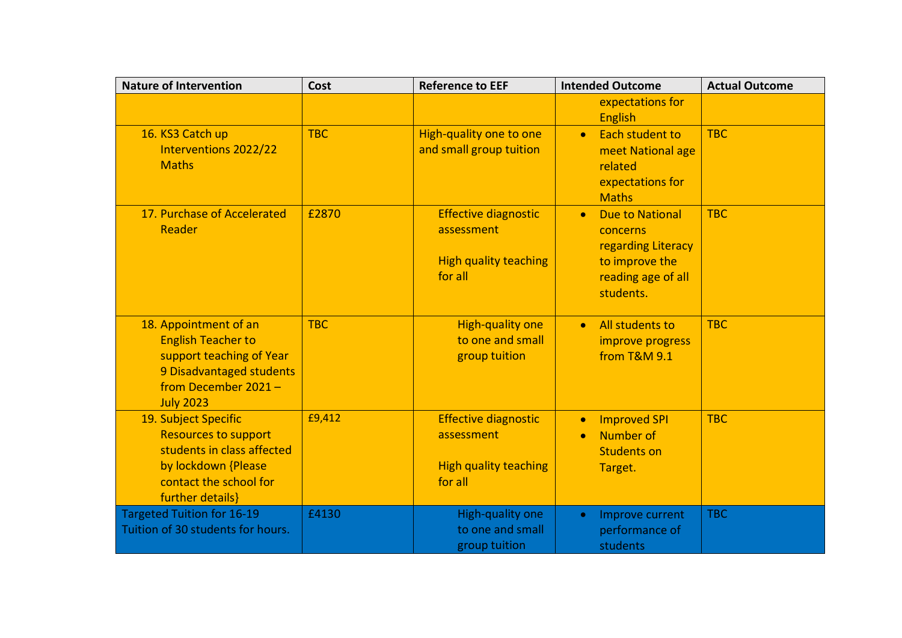| Nature of Intervention | Cost | Reference to EEF | Intended Outcome | Actual Outcome |
|---|---|---|---|---|
| | | | expectations for English | |
| 16. KS3 Catch up Interventions 2022/22 Maths | TBC | High-quality one to one and small group tuition | • Each student to meet National age related expectations for Maths | TBC |
| 17. Purchase of Accelerated Reader | £2870 | Effective diagnostic assessment<br><br>High quality teaching for all | • Due to National concerns regarding Literacy to improve the reading age of all students. | TBC |
| 18. Appointment of an English Teacher to support teaching of Year 9 Disadvantaged students from December 2021 – July 2023 | TBC | High-quality one to one and small group tuition | • All students to improve progress from T&M 9.1 | TBC |
| 19. Subject Specific Resources to support students in class affected by lockdown {Please contact the school for further details} | £9,412 | Effective diagnostic assessment<br><br>High quality teaching for all | • Improved SPI<br>• Number of Students on Target. | TBC |
| Targeted Tuition for 16-19 Tuition of 30 students for hours. | £4130 | High-quality one to one and small group tuition | • Improve current performance of students | TBC |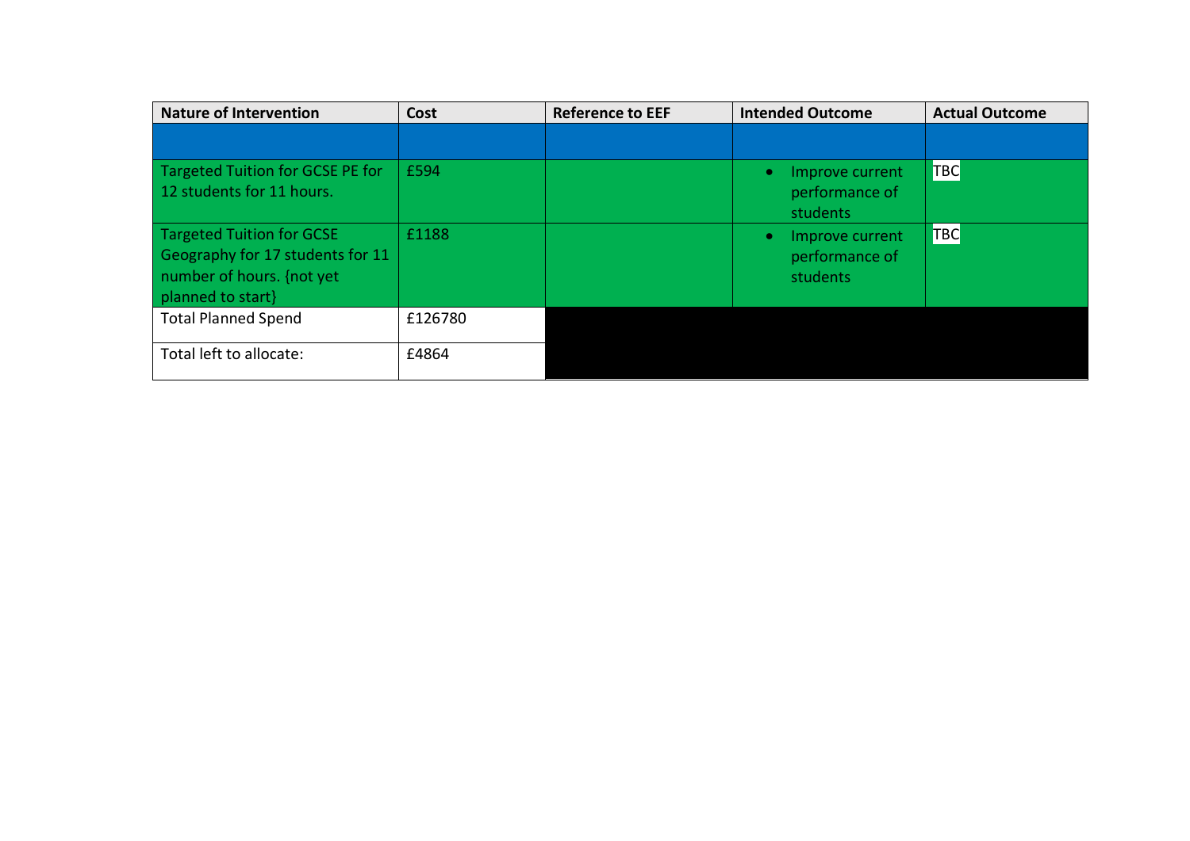| Nature of Intervention | Cost | Reference to EEF | Intended Outcome | Actual Outcome |
|---|---|---|---|---|
| | | | | |
| Targeted Tuition for GCSE PE for 12 students for 11 hours. | £594 | | • Improve current performance of students | TBC |
| Targeted Tuition for GCSE Geography for 17 students for 11 number of hours. {not yet planned to start} | £1188 | | • Improve current performance of students | TBC |
| Total Planned Spend | £126780 | | | |
| Total left to allocate: | £4864 | | | |